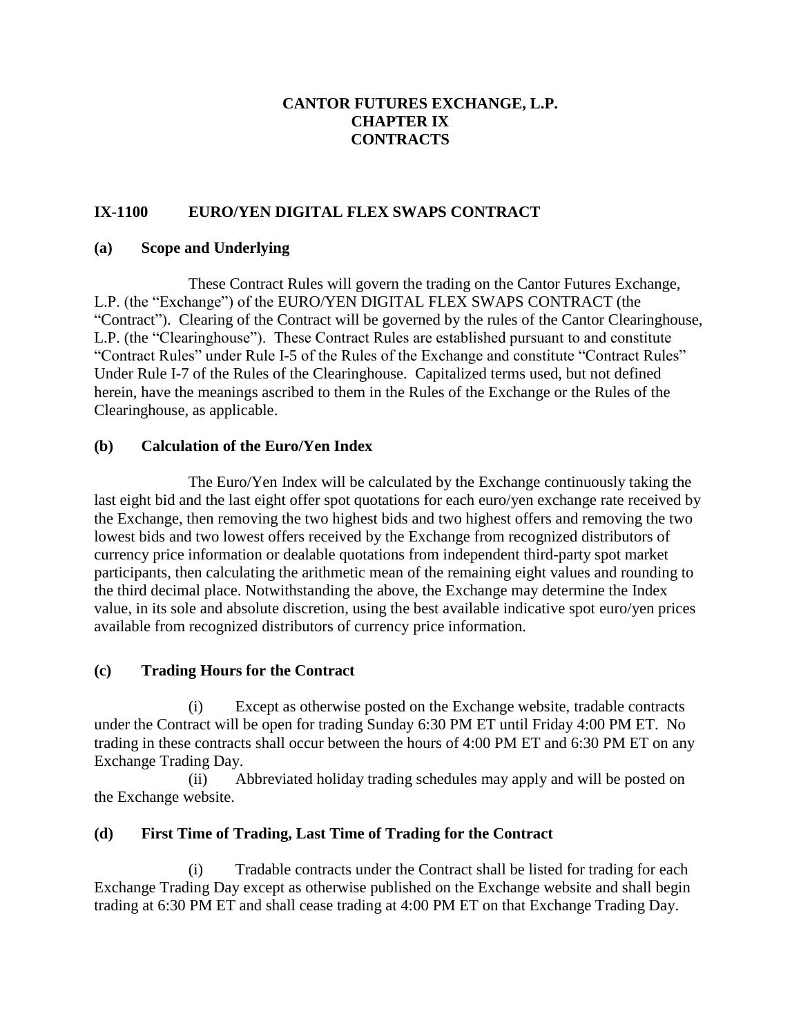# CANTOR FUTURES EXCHANGE, L.P.
# CHAPTER IX
# CONTRACTS

## IX-1100 EURO/YEN DIGITAL FLEX SWAPS CONTRACT

### (a) Scope and Underlying

These Contract Rules will govern the trading on the Cantor Futures Exchange, L.P. (the "Exchange") of the EURO/YEN DIGITAL FLEX SWAPS CONTRACT (the "Contract"). Clearing of the Contract will be governed by the rules of the Cantor Clearinghouse, L.P. (the "Clearinghouse"). These Contract Rules are established pursuant to and constitute "Contract Rules" under Rule I-5 of the Rules of the Exchange and constitute "Contract Rules" Under Rule I-7 of the Rules of the Clearinghouse. Capitalized terms used, but not defined herein, have the meanings ascribed to them in the Rules of the Exchange or the Rules of the Clearinghouse, as applicable.

### (b) Calculation of the Euro/Yen Index

The Euro/Yen Index will be calculated by the Exchange continuously taking the last eight bid and the last eight offer spot quotations for each euro/yen exchange rate received by the Exchange, then removing the two highest bids and two highest offers and removing the two lowest bids and two lowest offers received by the Exchange from recognized distributors of currency price information or dealable quotations from independent third-party spot market participants, then calculating the arithmetic mean of the remaining eight values and rounding to the third decimal place. Notwithstanding the above, the Exchange may determine the Index value, in its sole and absolute discretion, using the best available indicative spot euro/yen prices available from recognized distributors of currency price information.

### (c) Trading Hours for the Contract

(i) Except as otherwise posted on the Exchange website, tradable contracts under the Contract will be open for trading Sunday 6:30 PM ET until Friday 4:00 PM ET. No trading in these contracts shall occur between the hours of 4:00 PM ET and 6:30 PM ET on any Exchange Trading Day.

(ii) Abbreviated holiday trading schedules may apply and will be posted on the Exchange website.

### (d) First Time of Trading, Last Time of Trading for the Contract

(i) Tradable contracts under the Contract shall be listed for trading for each Exchange Trading Day except as otherwise published on the Exchange website and shall begin trading at 6:30 PM ET and shall cease trading at 4:00 PM ET on that Exchange Trading Day.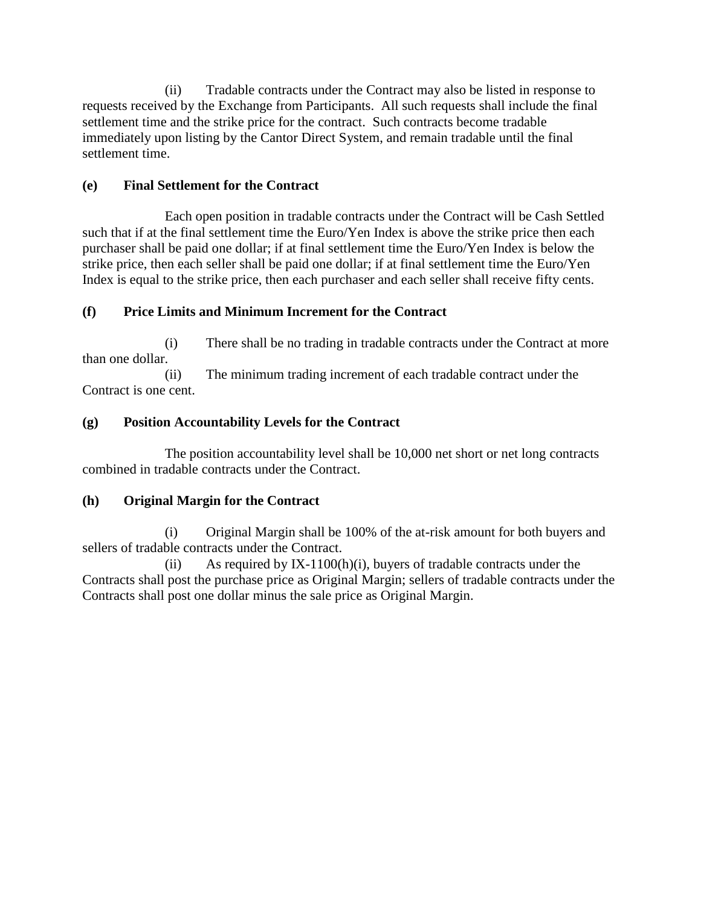(ii) Tradable contracts under the Contract may also be listed in response to requests received by the Exchange from Participants. All such requests shall include the final settlement time and the strike price for the contract. Such contracts become tradable immediately upon listing by the Cantor Direct System, and remain tradable until the final settlement time.

**(e) Final Settlement for the Contract**

Each open position in tradable contracts under the Contract will be Cash Settled such that if at the final settlement time the Euro/Yen Index is above the strike price then each purchaser shall be paid one dollar; if at final settlement time the Euro/Yen Index is below the strike price, then each seller shall be paid one dollar; if at final settlement time the Euro/Yen Index is equal to the strike price, then each purchaser and each seller shall receive fifty cents.

**(f) Price Limits and Minimum Increment for the Contract**

(i) There shall be no trading in tradable contracts under the Contract at more than one dollar.

(ii) The minimum trading increment of each tradable contract under the Contract is one cent.

**(g) Position Accountability Levels for the Contract**

The position accountability level shall be 10,000 net short or net long contracts combined in tradable contracts under the Contract.

**(h) Original Margin for the Contract**

(i) Original Margin shall be 100% of the at-risk amount for both buyers and sellers of tradable contracts under the Contract.

(ii) As required by IX-1100(h)(i), buyers of tradable contracts under the Contracts shall post the purchase price as Original Margin; sellers of tradable contracts under the Contracts shall post one dollar minus the sale price as Original Margin.